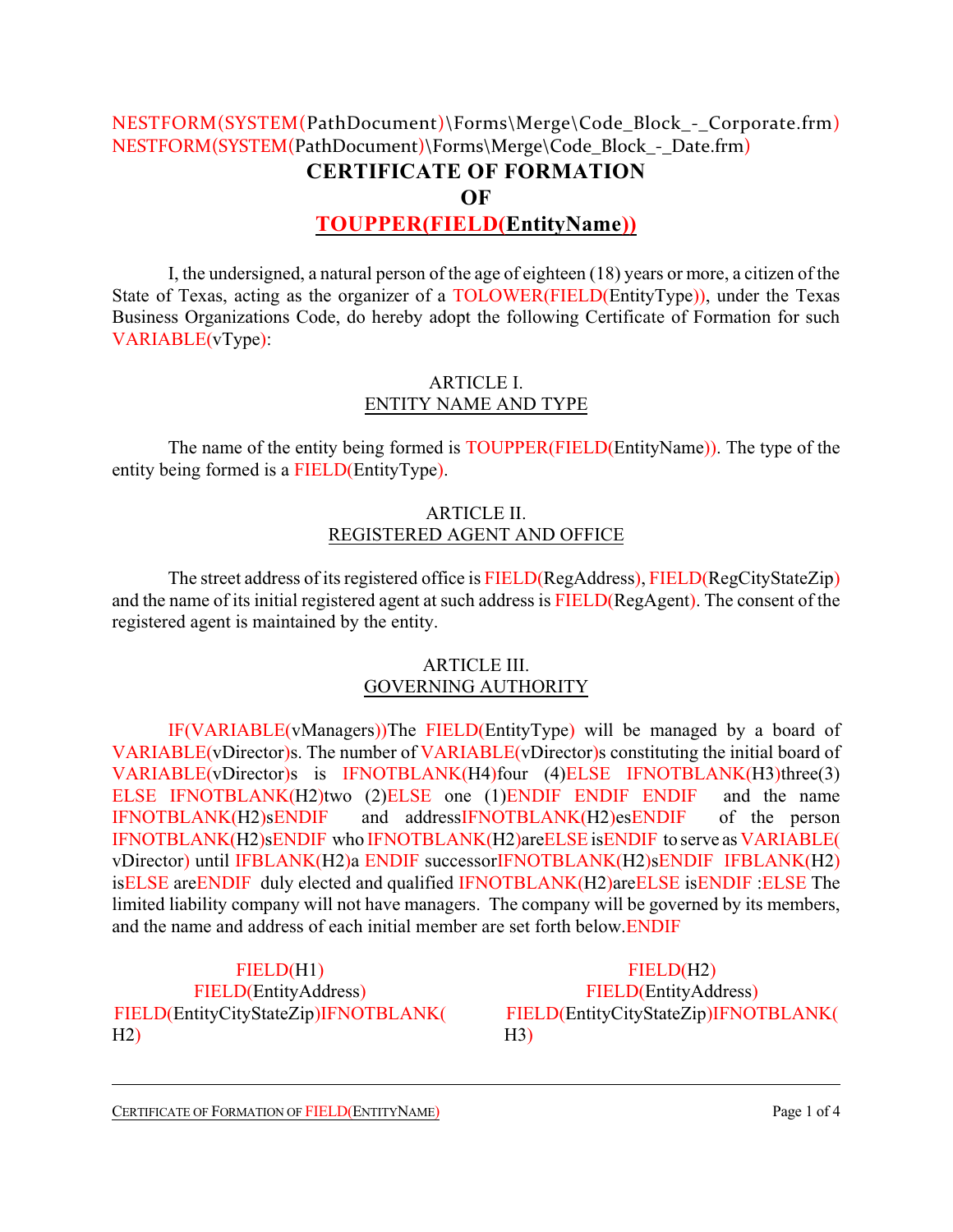NESTFORM(SYSTEM(PathDocument)\Forms\Merge\Code_Block_-_Corporate.frm)
NESTFORM(SYSTEM(PathDocument)\Forms\Merge\Code_Block_-_Date.frm)

# CERTIFICATE OF FORMATION
# OF
# TOUPPER(FIELD(EntityName))

I, the undersigned, a natural person of the age of eighteen (18) years or more, a citizen of the State of Texas, acting as the organizer of a TOLOWER(FIELD(EntityType)), under the Texas Business Organizations Code, do hereby adopt the following Certificate of Formation for such VARIABLE(vType):

## ARTICLE I.
## ENTITY NAME AND TYPE

The name of the entity being formed is TOUPPER(FIELD(EntityName)). The type of the entity being formed is a FIELD(EntityType).

## ARTICLE II.
## REGISTERED AGENT AND OFFICE

The street address of its registered office is FIELD(RegAddress), FIELD(RegCityStateZip) and the name of its initial registered agent at such address is FIELD(RegAgent). The consent of the registered agent is maintained by the entity.

## ARTICLE III.
## GOVERNING AUTHORITY

IF(VARIABLE(vManagers))The FIELD(EntityType) will be managed by a board of VARIABLE(vDirector)s. The number of VARIABLE(vDirector)s constituting the initial board of VARIABLE(vDirector)s is IFNOTBLANK(H4)four (4)ELSE IFNOTBLANK(H3)three(3) ELSE IFNOTBLANK(H2)two (2)ELSE one (1)ENDIF ENDIF ENDIF and the name IFNOTBLANK(H2)sENDIF and addressIFNOTBLANK(H2)esENDIF of the person IFNOTBLANK(H2)sENDIF who IFNOTBLANK(H2)areELSE isENDIF to serve as VARIABLE( vDirector) until IFBLANK(H2)a ENDIF successorIFNOTBLANK(H2)sENDIF IFBLANK(H2) isELSE areENDIF duly elected and qualified IFNOTBLANK(H2)areELSE isENDIF :ELSE The limited liability company will not have managers. The company will be governed by its members, and the name and address of each initial member are set forth below.ENDIF

FIELD(H1)
FIELD(EntityAddress)
FIELD(EntityCityStateZip)IFNOTBLANK( H2)

FIELD(H2)
FIELD(EntityAddress)
FIELD(EntityCityStateZip)IFNOTBLANK( H3)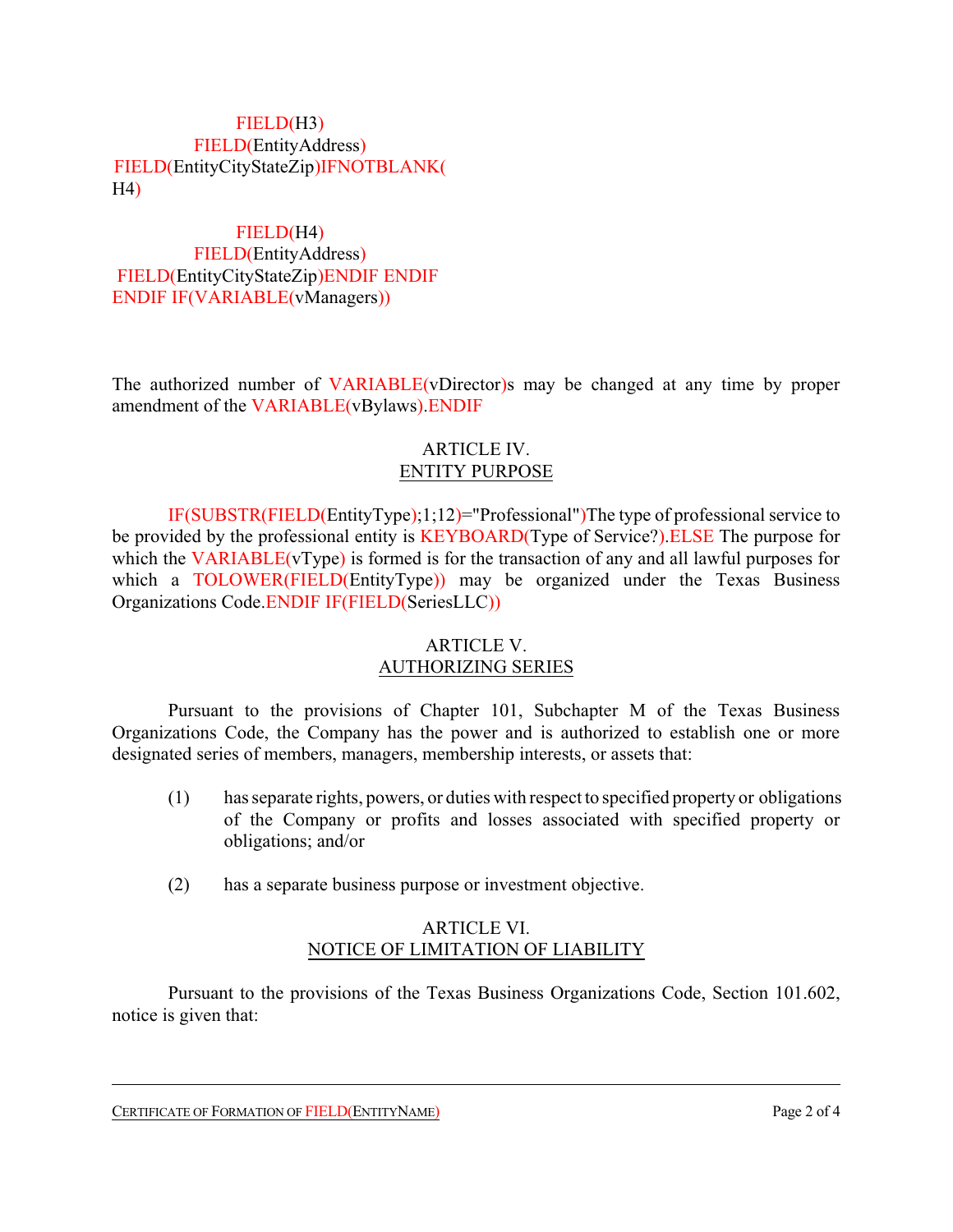FIELD(H3)
FIELD(EntityAddress)
FIELD(EntityCityStateZip)IFNOTBLANK(
H4)

FIELD(H4)
FIELD(EntityAddress)
FIELD(EntityCityStateZip)ENDIF ENDIF
ENDIF IF(VARIABLE(vManagers))

The authorized number of VARIABLE(vDirector)s may be changed at any time by proper amendment of the VARIABLE(vBylaws).ENDIF

## ARTICLE IV.
## ENTITY PURPOSE

IF(SUBSTR(FIELD(EntityType);1;12)="Professional")The type of professional service to be provided by the professional entity is KEYBOARD(Type of Service?).ELSE The purpose for which the VARIABLE(vType) is formed is for the transaction of any and all lawful purposes for which a TOLOWER(FIELD(EntityType)) may be organized under the Texas Business Organizations Code.ENDIF IF(FIELD(SeriesLLC))

## ARTICLE V.
## AUTHORIZING SERIES

Pursuant to the provisions of Chapter 101, Subchapter M of the Texas Business Organizations Code, the Company has the power and is authorized to establish one or more designated series of members, managers, membership interests, or assets that:

(1) has separate rights, powers, or duties with respect to specified property or obligations of the Company or profits and losses associated with specified property or obligations; and/or

(2) has a separate business purpose or investment objective.

## ARTICLE VI.
## NOTICE OF LIMITATION OF LIABILITY

Pursuant to the provisions of the Texas Business Organizations Code, Section 101.602, notice is given that: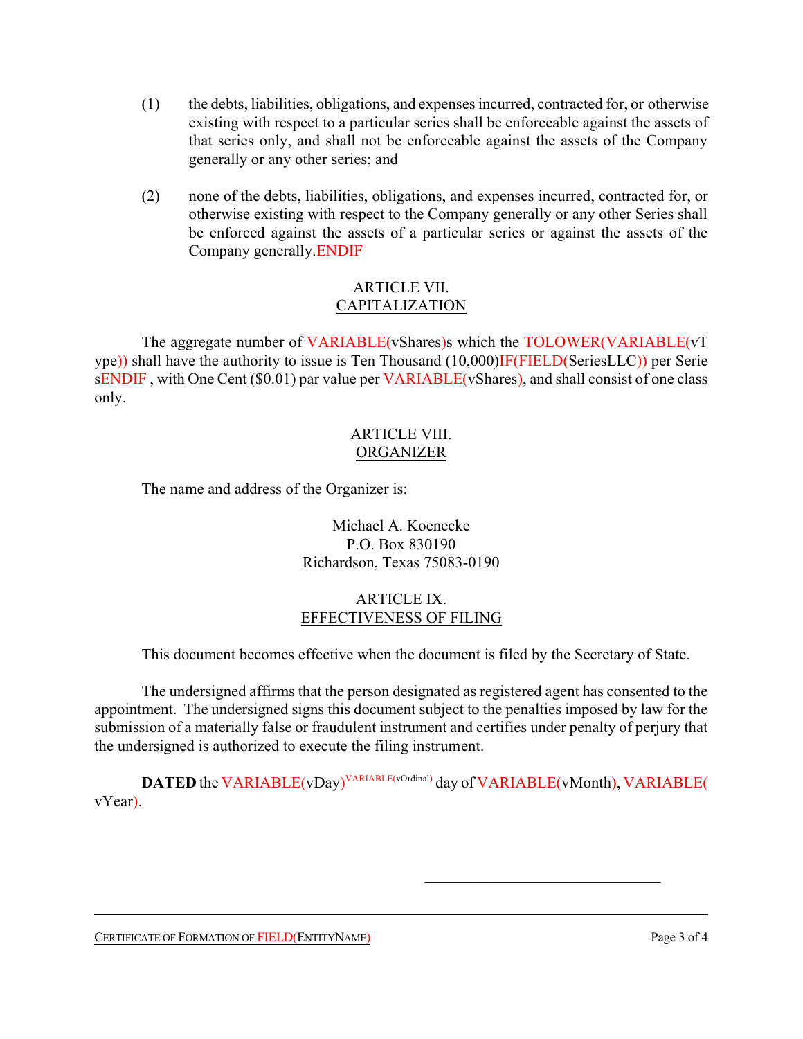(1) the debts, liabilities, obligations, and expenses incurred, contracted for, or otherwise existing with respect to a particular series shall be enforceable against the assets of that series only, and shall not be enforceable against the assets of the Company generally or any other series; and

(2) none of the debts, liabilities, obligations, and expenses incurred, contracted for, or otherwise existing with respect to the Company generally or any other Series shall be enforced against the assets of a particular series or against the assets of the Company generally.ENDIF

## ARTICLE VII.
## CAPITALIZATION

The aggregate number of VARIABLE(vShares)s which the TOLOWER(VARIABLE(vType)) shall have the authority to issue is Ten Thousand (10,000)IF(FIELD(SeriesLLC)) per SeriesENDIF , with One Cent ($0.01) par value per VARIABLE(vShares), and shall consist of one class only.

## ARTICLE VIII.
## ORGANIZER

The name and address of the Organizer is:

Michael A. Koenecke
P.O. Box 830190
Richardson, Texas 75083-0190

## ARTICLE IX.
## EFFECTIVENESS OF FILING

This document becomes effective when the document is filed by the Secretary of State.

The undersigned affirms that the person designated as registered agent has consented to the appointment. The undersigned signs this document subject to the penalties imposed by law for the submission of a materially false or fraudulent instrument and certifies under penalty of perjury that the undersigned is authorized to execute the filing instrument.

**DATED** the VARIABLE(vDay)VARIABLE(vOrdinal) day of VARIABLE(vMonth), VARIABLE(vYear).

\_\_\_\_\_\_\_\_\_\_\_\_\_\_\_\_\_\_\_\_\_\_\_\_\_\_\_\_\_\_\_\_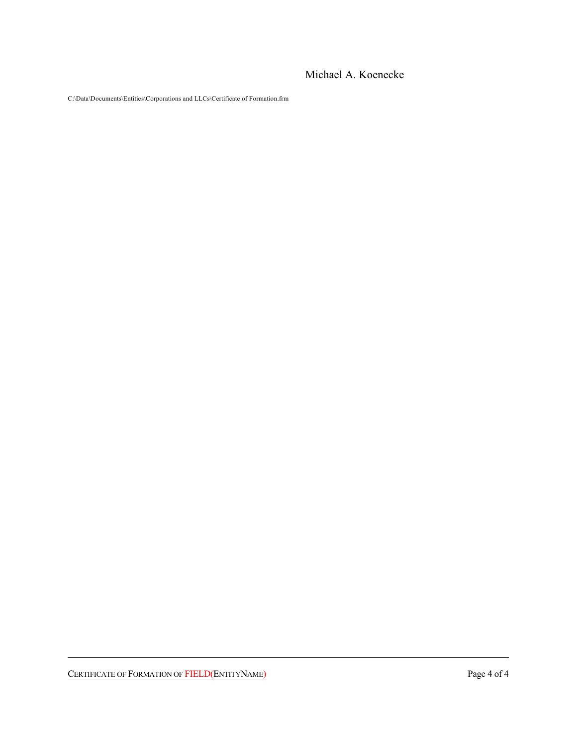Michael A. Koenecke

C:\Data\Documents\Entities\Corporations and LLCs\Certificate of Formation.frm